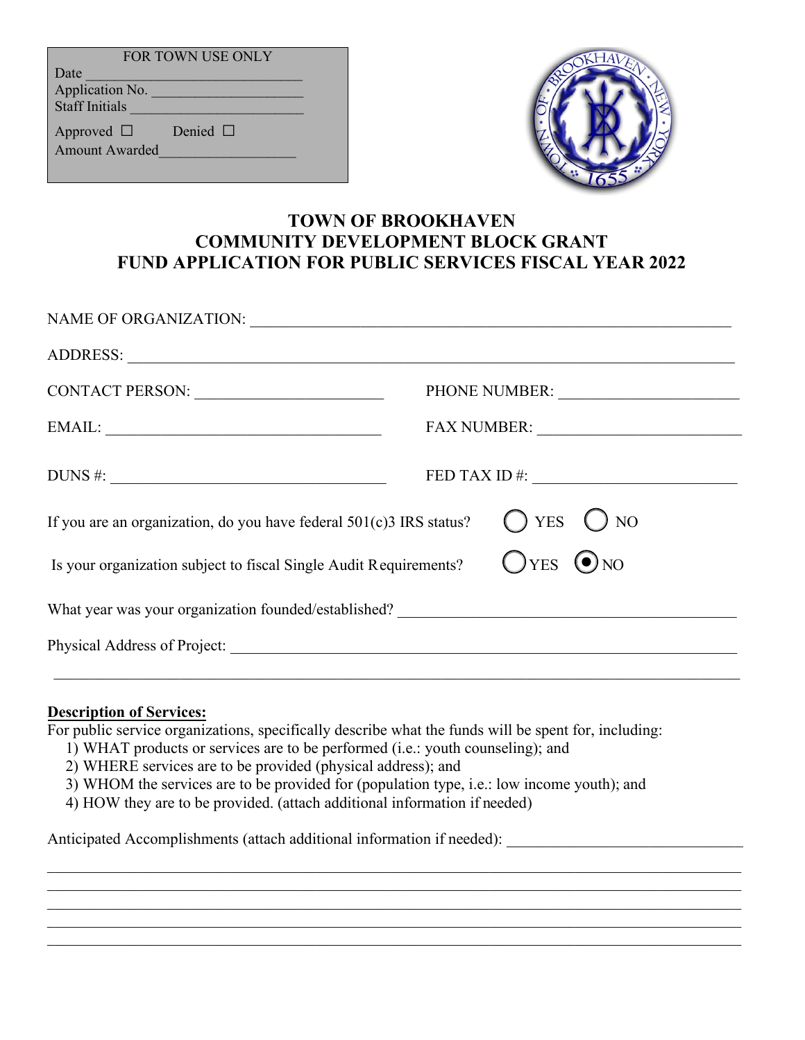FOR TOWN USE ONLY

Date ______________________________

Application No. ____________________

Staff Initials _______________________

Approved ☐ Denied ☐

Amount Awarded__________________

# TOWN OF BROOKHAVEN
# COMMUNITY DEVELOPMENT BLOCK GRANT
# FUND APPLICATION FOR PUBLIC SERVICES FISCAL YEAR 2022

NAME OF ORGANIZATION: _______________________________________________________________

ADDRESS: ________________________________________________________________________

CONTACT PERSON: _______________________ PHONE NUMBER: _____________________

EMAIL: __________________________________ FAX NUMBER: ________________________

DUNS #: _________________________________ FED TAX ID #: ________________________

If you are an organization, do you have federal 501(c)3 IRS status? ○ YES ○ NO

Is your organization subject to fiscal Single Audit Requirements? ○ YES ◉ NO

What year was your organization founded/established? _________________________________________

Physical Address of Project: ____________________________________________________________

______________________________________________________________________________

**Description of Services:**

For public service organizations, specifically describe what the funds will be spent for, including:

1) WHAT products or services are to be performed (i.e.: youth counseling); and
2) WHERE services are to be provided (physical address); and
3) WHOM the services are to be provided for (population type, i.e.: low income youth); and
4) HOW they are to be provided. (attach additional information if needed)

Anticipated Accomplishments (attach additional information if needed): ____________________________

______________________________________________________________________________

______________________________________________________________________________

______________________________________________________________________________

______________________________________________________________________________

______________________________________________________________________________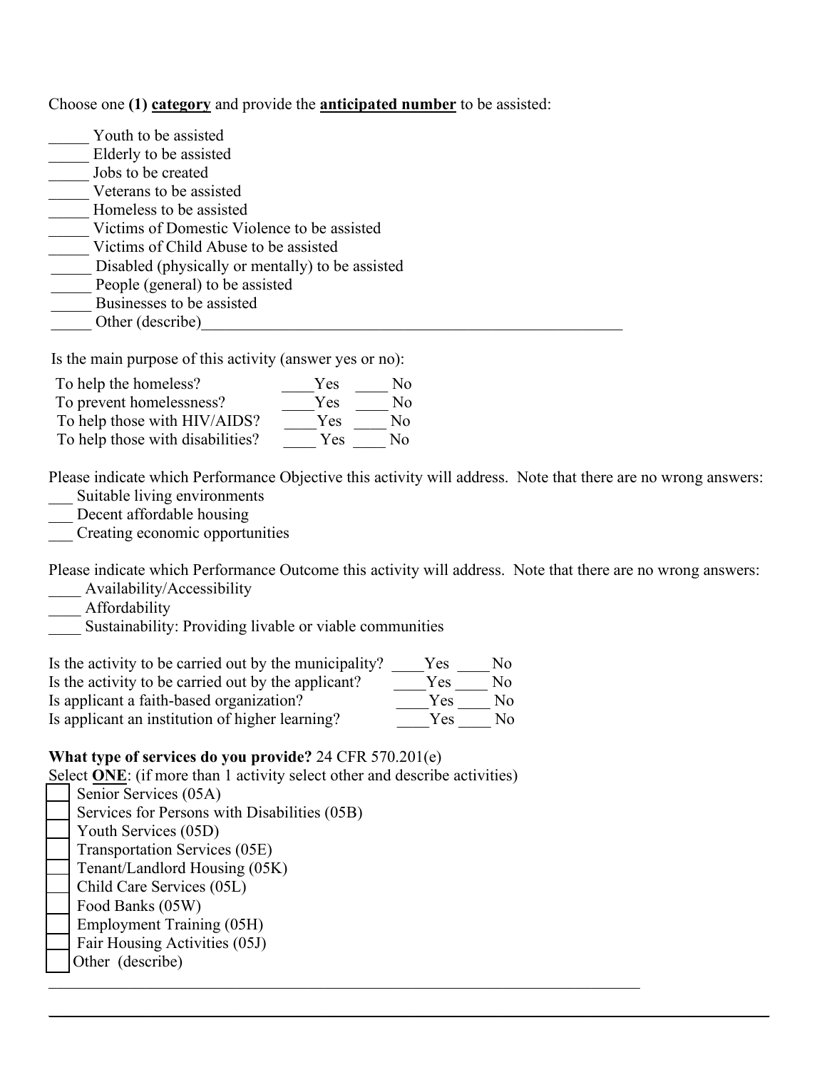Choose one **(1)** **category** and provide the **anticipated number** to be assisted:

_____ Youth to be assisted
_____ Elderly to be assisted
_____ Jobs to be created
_____ Veterans to be assisted
_____ Homeless to be assisted
_____ Victims of Domestic Violence to be assisted
_____ Victims of Child Abuse to be assisted
_____ Disabled (physically or mentally) to be assisted
_____ People (general) to be assisted
_____ Businesses to be assisted
_____ Other (describe)_____________________________________________________

Is the main purpose of this activity (answer yes or no):

| | | |
|---|---|---|
| To help the homeless? | ____Yes | ____ No |
| To prevent homelessness? | ____Yes | ____ No |
| To help those with HIV/AIDS? | ____Yes | ____ No |
| To help those with disabilities? | ____ Yes | ____ No |

Please indicate which Performance Objective this activity will address. Note that there are no wrong answers:

___ Suitable living environments
___ Decent affordable housing
___ Creating economic opportunities

Please indicate which Performance Outcome this activity will address. Note that there are no wrong answers:

____ Availability/Accessibility
____ Affordability
____ Sustainability: Providing livable or viable communities

| | | |
|---|---|---|
| Is the activity to be carried out by the municipality? | ____Yes | ____No |
| Is the activity to be carried out by the applicant? | ____Yes | ____ No |
| Is applicant a faith-based organization? | ____Yes | ____ No |
| Is applicant an institution of higher learning? | ____Yes | ____ No |

**What type of services do you provide?** 24 CFR 570.201(e)

Select **ONE**: (if more than 1 activity select other and describe activities)

- [ ] Senior Services (05A)
- [ ] Services for Persons with Disabilities (05B)
- [ ] Youth Services (05D)
- [ ] Transportation Services (05E)
- [ ] Tenant/Landlord Housing (05K)
- [ ] Child Care Services (05L)
- [ ] Food Banks (05W)
- [ ] Employment Training (05H)
- [ ] Fair Housing Activities (05J)
- [ ] Other (describe)

_____________________________________________________________________________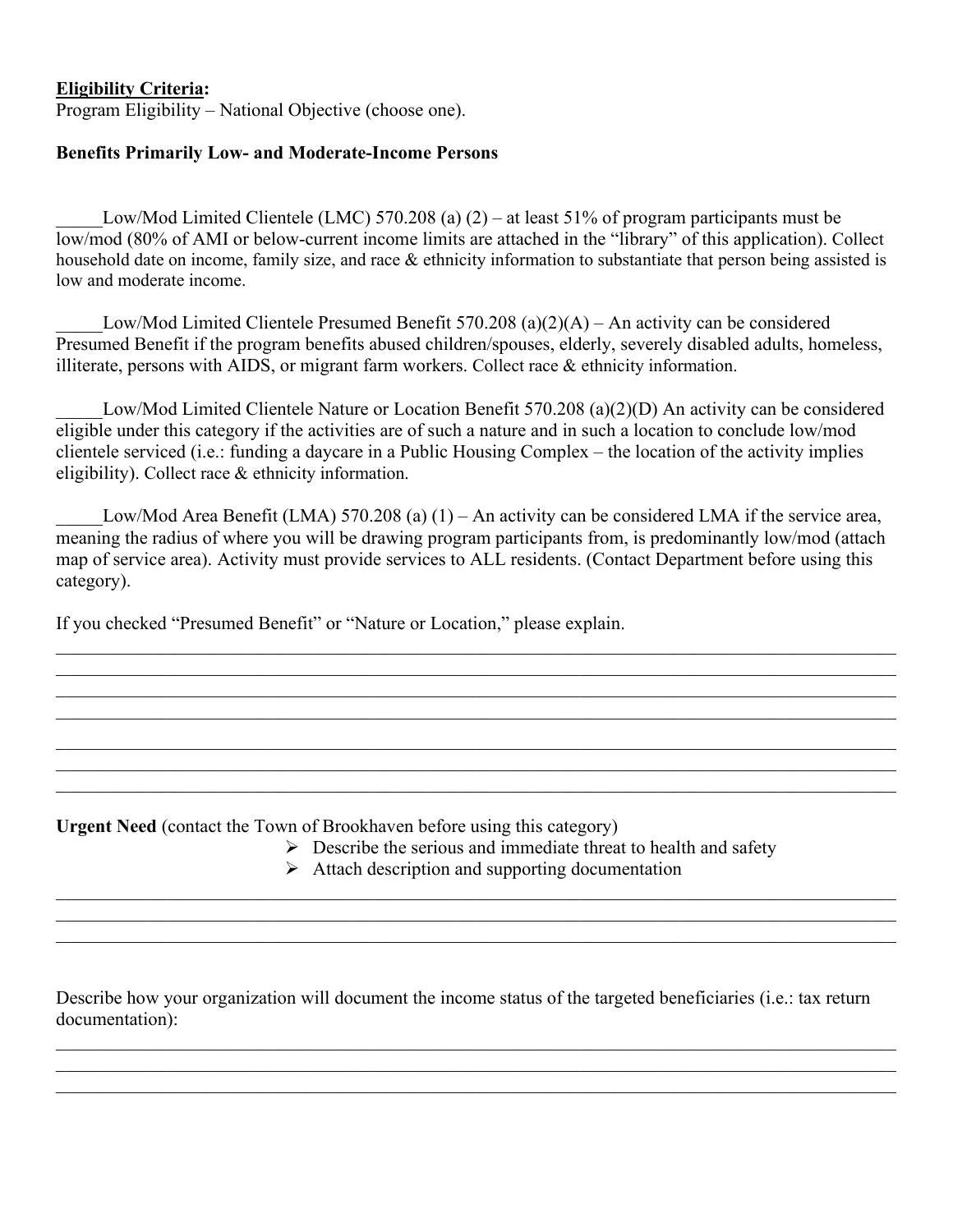**<u>Eligibility Criteria</u>:**
Program Eligibility – National Objective (choose one).

**Benefits Primarily Low- and Moderate-Income Persons**

_____Low/Mod Limited Clientele (LMC) 570.208 (a) (2) – at least 51% of program participants must be low/mod (80% of AMI or below-current income limits are attached in the "library" of this application). Collect household date on income, family size, and race & ethnicity information to substantiate that person being assisted is low and moderate income.

_____Low/Mod Limited Clientele Presumed Benefit 570.208 (a)(2)(A) – An activity can be considered Presumed Benefit if the program benefits abused children/spouses, elderly, severely disabled adults, homeless, illiterate, persons with AIDS, or migrant farm workers. Collect race & ethnicity information.

_____Low/Mod Limited Clientele Nature or Location Benefit 570.208 (a)(2)(D) An activity can be considered eligible under this category if the activities are of such a nature and in such a location to conclude low/mod clientele serviced (i.e.: funding a daycare in a Public Housing Complex – the location of the activity implies eligibility). Collect race & ethnicity information.

_____Low/Mod Area Benefit (LMA) 570.208 (a) (1) – An activity can be considered LMA if the service area, meaning the radius of where you will be drawing program participants from, is predominantly low/mod (attach map of service area). Activity must provide services to ALL residents. (Contact Department before using this category).

If you checked "Presumed Benefit" or "Nature or Location," please explain.

______________________________________________________________________________________________
______________________________________________________________________________________________
______________________________________________________________________________________________
______________________________________________________________________________________________
______________________________________________________________________________________________
______________________________________________________________________________________________
______________________________________________________________________________________________

**Urgent Need** (contact the Town of Brookhaven before using this category)

- Describe the serious and immediate threat to health and safety
- Attach description and supporting documentation

______________________________________________________________________________________________
______________________________________________________________________________________________
______________________________________________________________________________________________

Describe how your organization will document the income status of the targeted beneficiaries (i.e.: tax return documentation):

______________________________________________________________________________________________
______________________________________________________________________________________________
______________________________________________________________________________________________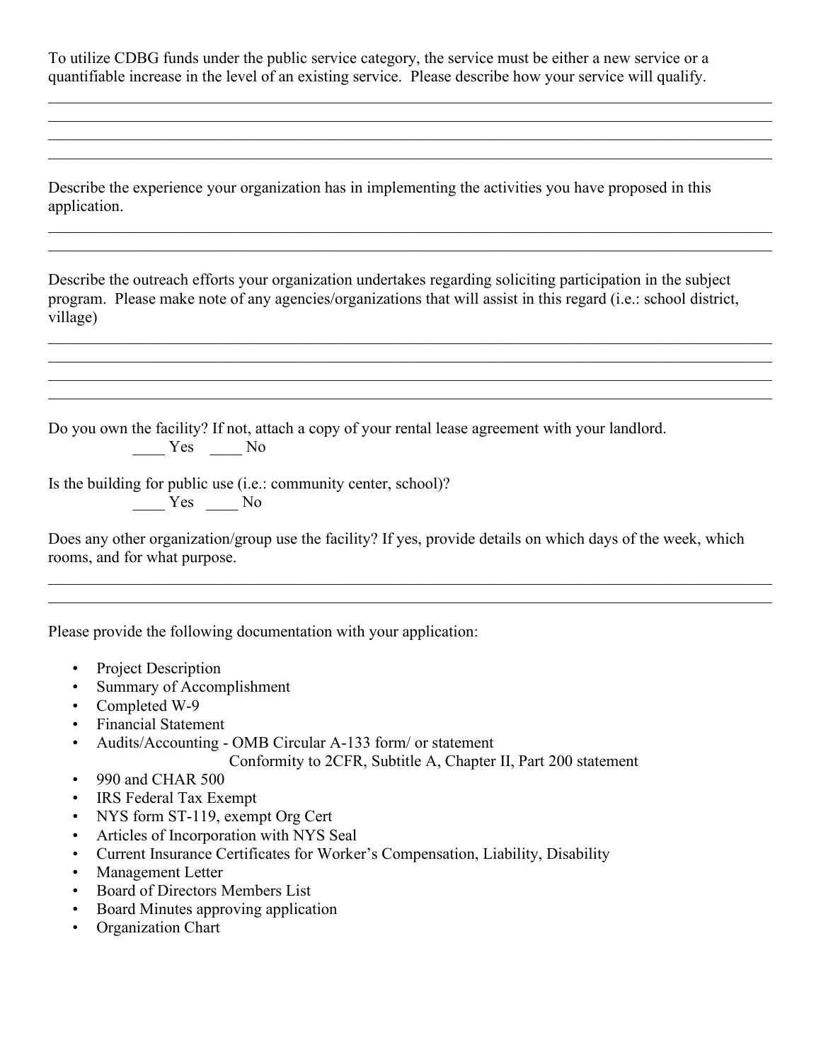To utilize CDBG funds under the public service category, the service must be either a new service or a quantifiable increase in the level of an existing service. Please describe how your service will qualify.

\_\_\_\_\_\_\_\_\_\_\_\_\_\_\_\_\_\_\_\_\_\_\_\_\_\_\_\_\_\_\_\_\_\_\_\_\_\_\_\_\_\_\_\_\_\_\_\_\_\_\_\_\_\_\_\_\_\_\_\_\_\_\_\_\_\_\_\_\_\_\_\_\_\_\_\_\_\_

\_\_\_\_\_\_\_\_\_\_\_\_\_\_\_\_\_\_\_\_\_\_\_\_\_\_\_\_\_\_\_\_\_\_\_\_\_\_\_\_\_\_\_\_\_\_\_\_\_\_\_\_\_\_\_\_\_\_\_\_\_\_\_\_\_\_\_\_\_\_\_\_\_\_\_\_\_\_

\_\_\_\_\_\_\_\_\_\_\_\_\_\_\_\_\_\_\_\_\_\_\_\_\_\_\_\_\_\_\_\_\_\_\_\_\_\_\_\_\_\_\_\_\_\_\_\_\_\_\_\_\_\_\_\_\_\_\_\_\_\_\_\_\_\_\_\_\_\_\_\_\_\_\_\_\_\_

\_\_\_\_\_\_\_\_\_\_\_\_\_\_\_\_\_\_\_\_\_\_\_\_\_\_\_\_\_\_\_\_\_\_\_\_\_\_\_\_\_\_\_\_\_\_\_\_\_\_\_\_\_\_\_\_\_\_\_\_\_\_\_\_\_\_\_\_\_\_\_\_\_\_\_\_\_\_

Describe the experience your organization has in implementing the activities you have proposed in this application.

\_\_\_\_\_\_\_\_\_\_\_\_\_\_\_\_\_\_\_\_\_\_\_\_\_\_\_\_\_\_\_\_\_\_\_\_\_\_\_\_\_\_\_\_\_\_\_\_\_\_\_\_\_\_\_\_\_\_\_\_\_\_\_\_\_\_\_\_\_\_\_\_\_\_\_\_\_\_

\_\_\_\_\_\_\_\_\_\_\_\_\_\_\_\_\_\_\_\_\_\_\_\_\_\_\_\_\_\_\_\_\_\_\_\_\_\_\_\_\_\_\_\_\_\_\_\_\_\_\_\_\_\_\_\_\_\_\_\_\_\_\_\_\_\_\_\_\_\_\_\_\_\_\_\_\_\_

Describe the outreach efforts your organization undertakes regarding soliciting participation in the subject program. Please make note of any agencies/organizations that will assist in this regard (i.e.: school district, village)

\_\_\_\_\_\_\_\_\_\_\_\_\_\_\_\_\_\_\_\_\_\_\_\_\_\_\_\_\_\_\_\_\_\_\_\_\_\_\_\_\_\_\_\_\_\_\_\_\_\_\_\_\_\_\_\_\_\_\_\_\_\_\_\_\_\_\_\_\_\_\_\_\_\_\_\_\_\_

\_\_\_\_\_\_\_\_\_\_\_\_\_\_\_\_\_\_\_\_\_\_\_\_\_\_\_\_\_\_\_\_\_\_\_\_\_\_\_\_\_\_\_\_\_\_\_\_\_\_\_\_\_\_\_\_\_\_\_\_\_\_\_\_\_\_\_\_\_\_\_\_\_\_\_\_\_\_

\_\_\_\_\_\_\_\_\_\_\_\_\_\_\_\_\_\_\_\_\_\_\_\_\_\_\_\_\_\_\_\_\_\_\_\_\_\_\_\_\_\_\_\_\_\_\_\_\_\_\_\_\_\_\_\_\_\_\_\_\_\_\_\_\_\_\_\_\_\_\_\_\_\_\_\_\_\_

\_\_\_\_\_\_\_\_\_\_\_\_\_\_\_\_\_\_\_\_\_\_\_\_\_\_\_\_\_\_\_\_\_\_\_\_\_\_\_\_\_\_\_\_\_\_\_\_\_\_\_\_\_\_\_\_\_\_\_\_\_\_\_\_\_\_\_\_\_\_\_\_\_\_\_\_\_\_

Do you own the facility? If not, attach a copy of your rental lease agreement with your landlord.

\_\_\_\_ Yes \_\_\_\_ No

Is the building for public use (i.e.: community center, school)?

\_\_\_\_ Yes \_\_\_\_ No

Does any other organization/group use the facility? If yes, provide details on which days of the week, which rooms, and for what purpose.

\_\_\_\_\_\_\_\_\_\_\_\_\_\_\_\_\_\_\_\_\_\_\_\_\_\_\_\_\_\_\_\_\_\_\_\_\_\_\_\_\_\_\_\_\_\_\_\_\_\_\_\_\_\_\_\_\_\_\_\_\_\_\_\_\_\_\_\_\_\_\_\_\_\_\_\_\_\_

\_\_\_\_\_\_\_\_\_\_\_\_\_\_\_\_\_\_\_\_\_\_\_\_\_\_\_\_\_\_\_\_\_\_\_\_\_\_\_\_\_\_\_\_\_\_\_\_\_\_\_\_\_\_\_\_\_\_\_\_\_\_\_\_\_\_\_\_\_\_\_\_\_\_\_\_\_\_

Please provide the following documentation with your application:

- Project Description
- Summary of Accomplishment
- Completed W-9
- Financial Statement
- Audits/Accounting - OMB Circular A-133 form/ or statement
  Conformity to 2CFR, Subtitle A, Chapter II, Part 200 statement
- 990 and CHAR 500
- IRS Federal Tax Exempt
- NYS form ST-119, exempt Org Cert
- Articles of Incorporation with NYS Seal
- Current Insurance Certificates for Worker's Compensation, Liability, Disability
- Management Letter
- Board of Directors Members List
- Board Minutes approving application
- Organization Chart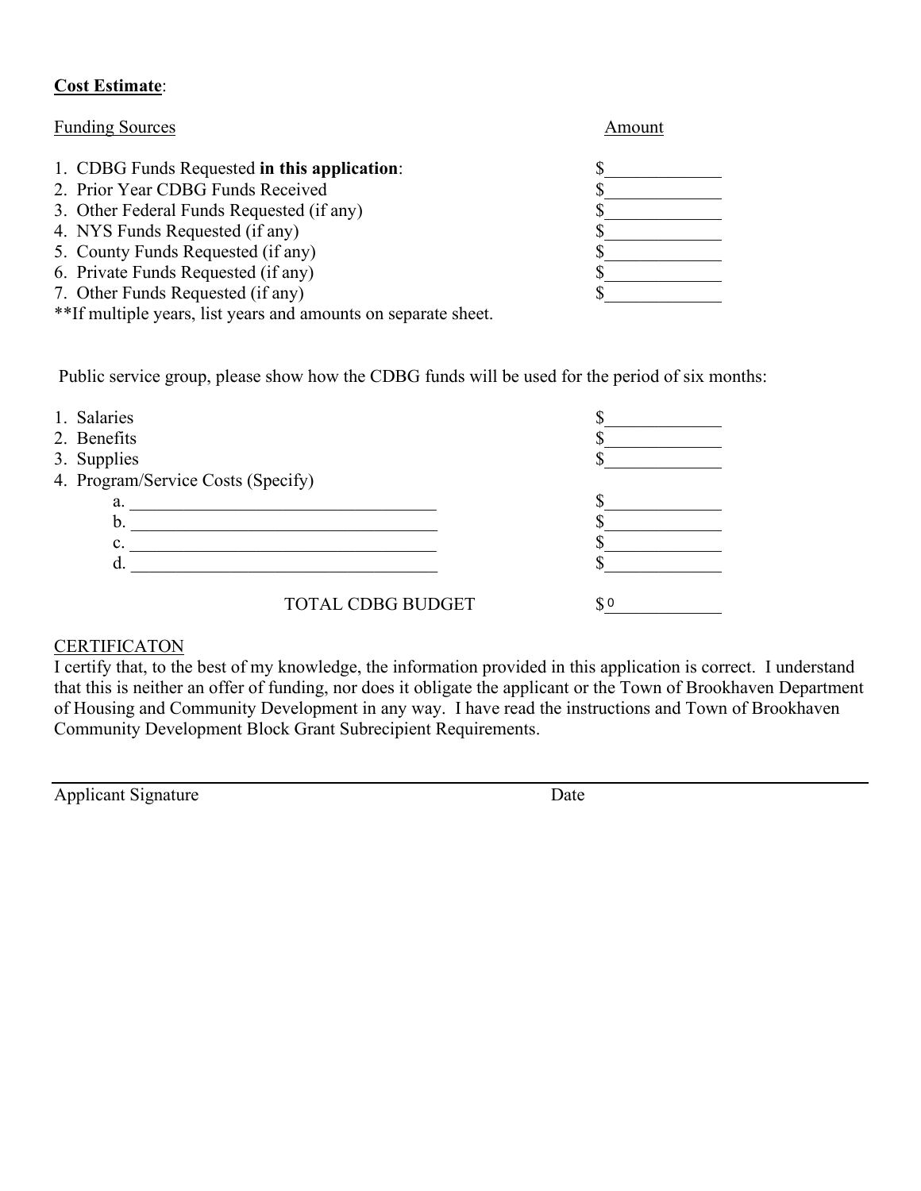**Cost Estimate**:

| Funding Sources | Amount |
|---|---|
| 1. CDBG Funds Requested **in this application**: | $_____________ |
| 2. Prior Year CDBG Funds Received | $_____________ |
| 3. Other Federal Funds Requested (if any) | $_____________ |
| 4. NYS Funds Requested (if any) | $_____________ |
| 5. County Funds Requested (if any) | $_____________ |
| 6. Private Funds Requested (if any) | $_____________ |
| 7. Other Funds Requested (if any) | $_____________ |

**If multiple years, list years and amounts on separate sheet.

Public service group, please show how the CDBG funds will be used for the period of six months:

| | |
|---|---|
| 1. Salaries | $_____________ |
| 2. Benefits | $_____________ |
| 3. Supplies | $_____________ |
| 4. Program/Service Costs (Specify) | |
| a. ___________________________________ | $_____________ |
| b. ___________________________________ | $_____________ |
| c. ___________________________________ | $_____________ |
| d. ___________________________________ | $_____________ |
| TOTAL CDBG BUDGET | $ 0 |

CERTIFICATON

I certify that, to the best of my knowledge, the information provided in this application is correct. I understand that this is neither an offer of funding, nor does it obligate the applicant or the Town of Brookhaven Department of Housing and Community Development in any way. I have read the instructions and Town of Brookhaven Community Development Block Grant Subrecipient Requirements.

_______________________________________________________________

Applicant Signature Date